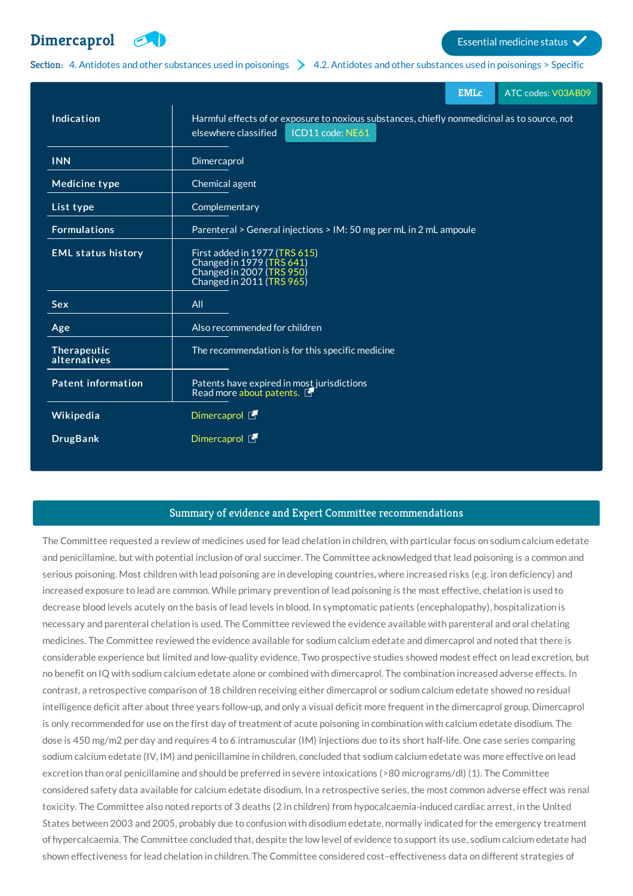# Dimercaprol

Essential medicine status ✓

Section: 4. Antidotes and other substances used in poisonings > 4.2. Antidotes and other substances used in poisonings > Specific

EMLc | ATC codes: V03AB09

| | |
|---|---|
| **Indication** | Harmful effects of or exposure to noxious substances, chiefly nonmedicinal as to source, not elsewhere classified ICD11 code: NE61 |
| **INN** | Dimercaprol |
| **Medicine type** | Chemical agent |
| **List type** | Complementary |
| **Formulations** | Parenteral > General injections > IM: 50 mg per mL in 2 mL ampoule |
| **EML status history** | First added in 1977 (TRS 615)<br>Changed in 1979 (TRS 641)<br>Changed in 2007 (TRS 950)<br>Changed in 2011 (TRS 965) |
| **Sex** | All |
| **Age** | Also recommended for children |
| **Therapeutic alternatives** | The recommendation is for this specific medicine |
| **Patent information** | Patents have expired in most jurisdictions<br>Read more about patents. |
| **Wikipedia** | Dimercaprol |
| **DrugBank** | Dimercaprol |

## Summary of evidence and Expert Committee recommendations

The Committee requested a review of medicines used for lead chelation in children, with particular focus on sodium calcium edetate and penicillamine, but with potential inclusion of oral succimer. The Committee acknowledged that lead poisoning is a common and serious poisoning. Most children with lead poisoning are in developing countries, where increased risks (e.g. iron deficiency) and increased exposure to lead are common. While primary prevention of lead poisoning is the most effective, chelation is used to decrease blood levels acutely on the basis of lead levels in blood. In symptomatic patients (encephalopathy), hospitalization is necessary and parenteral chelation is used. The Committee reviewed the evidence available with parenteral and oral chelating medicines. The Committee reviewed the evidence available for sodium calcium edetate and dimercaprol and noted that there is considerable experience but limited and low-quality evidence. Two prospective studies showed modest effect on lead excretion, but no benefit on IQ with sodium calcium edetate alone or combined with dimercaprol. The combination increased adverse effects. In contrast, a retrospective comparison of 18 children receiving either dimercaprol or sodium calcium edetate showed no residual intelligence deficit after about three years follow-up, and only a visual deficit more frequent in the dimercaprol group. Dimercaprol is only recommended for use on the first day of treatment of acute poisoning in combination with calcium edetate disodium. The dose is 450 mg/m2 per day and requires 4 to 6 intramuscular (IM) injections due to its short half-life. One case series comparing sodium calcium edetate (IV, IM) and penicillamine in children, concluded that sodium calcium edetate was more effective on lead excretion than oral penicillamine and should be preferred in severe intoxications (>80 micrograms/dl) (1). The Committee considered safety data available for calcium edetate disodium. In a retrospective series, the most common adverse effect was renal toxicity. The Committee also noted reports of 3 deaths (2 in children) from hypocalcaemia-induced cardiac arrest, in the United States between 2003 and 2005, probably due to confusion with disodium edetate, normally indicated for the emergency treatment of hypercalcaemia. The Committee concluded that, despite the low level of evidence to support its use, sodium calcium edetate had shown effectiveness for lead chelation in children. The Committee considered cost–effectiveness data on different strategies of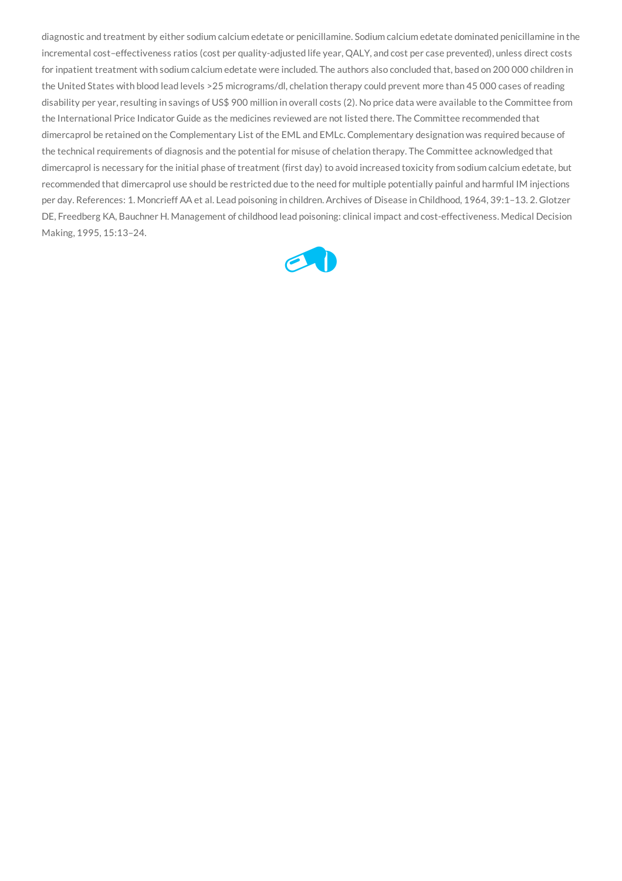diagnostic and treatment by either sodium calcium edetate or penicillamine. Sodium calcium edetate dominated penicillamine in the incremental cost–effectiveness ratios (cost per quality-adjusted life year, QALY, and cost per case prevented), unless direct costs for inpatient treatment with sodium calcium edetate were included. The authors also concluded that, based on 200 000 children in the United States with blood lead levels >25 micrograms/dl, chelation therapy could prevent more than 45 000 cases of reading disability per year, resulting in savings of US$ 900 million in overall costs (2). No price data were available to the Committee from the International Price Indicator Guide as the medicines reviewed are not listed there. The Committee recommended that dimercaprol be retained on the Complementary List of the EML and EMLc. Complementary designation was required because of the technical requirements of diagnosis and the potential for misuse of chelation therapy. The Committee acknowledged that dimercaprol is necessary for the initial phase of treatment (first day) to avoid increased toxicity from sodium calcium edetate, but recommended that dimercaprol use should be restricted due to the need for multiple potentially painful and harmful IM injections per day. References: 1. Moncrieff AA et al. Lead poisoning in children. Archives of Disease in Childhood, 1964, 39:1–13. 2. Glotzer DE, Freedberg KA, Bauchner H. Management of childhood lead poisoning: clinical impact and cost-effectiveness. Medical Decision Making, 1995, 15:13–24.